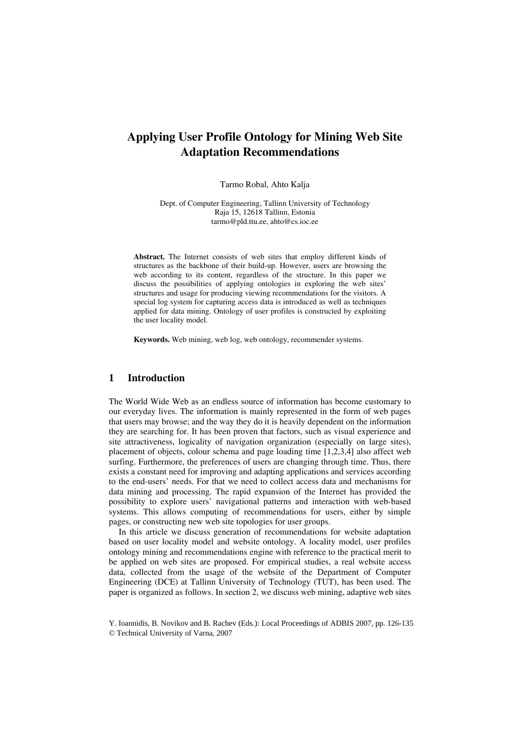# Applying User Profile Ontology for Mining Web Site Adaptation Recommendations

Tarmo Robal, Ahto Kalja

Dept. of Computer Engineering, Tallinn University of Technology
Raja 15, 12618 Tallinn, Estonia
tarmo@pld.ttu.ee, ahto@cs.ioc.ee

**Abstract.** The Internet consists of web sites that employ different kinds of structures as the backbone of their build-up. However, users are browsing the web according to its content, regardless of the structure. In this paper we discuss the possibilities of applying ontologies in exploring the web sites' structures and usage for producing viewing recommendations for the visitors. A special log system for capturing access data is introduced as well as techniques applied for data mining. Ontology of user profiles is constructed by exploiting the user locality model.

**Keywords.** Web mining, web log, web ontology, recommender systems.

## 1 Introduction

The World Wide Web as an endless source of information has become customary to our everyday lives. The information is mainly represented in the form of web pages that users may browse; and the way they do it is heavily dependent on the information they are searching for. It has been proven that factors, such as visual experience and site attractiveness, logicality of navigation organization (especially on large sites), placement of objects, colour schema and page loading time [1,2,3,4] also affect web surfing. Furthermore, the preferences of users are changing through time. Thus, there exists a constant need for improving and adapting applications and services according to the end-users' needs. For that we need to collect access data and mechanisms for data mining and processing. The rapid expansion of the Internet has provided the possibility to explore users' navigational patterns and interaction with web-based systems. This allows computing of recommendations for users, either by simple pages, or constructing new web site topologies for user groups.

In this article we discuss generation of recommendations for website adaptation based on user locality model and website ontology. A locality model, user profiles ontology mining and recommendations engine with reference to the practical merit to be applied on web sites are proposed. For empirical studies, a real website access data, collected from the usage of the website of the Department of Computer Engineering (DCE) at Tallinn University of Technology (TUT), has been used. The paper is organized as follows. In section 2, we discuss web mining, adaptive web sites

Y. Ioannidis, B. Novikov and B. Rachev (Eds.): Local Proceedings of ADBIS 2007, pp. 126-135
© Technical University of Varna, 2007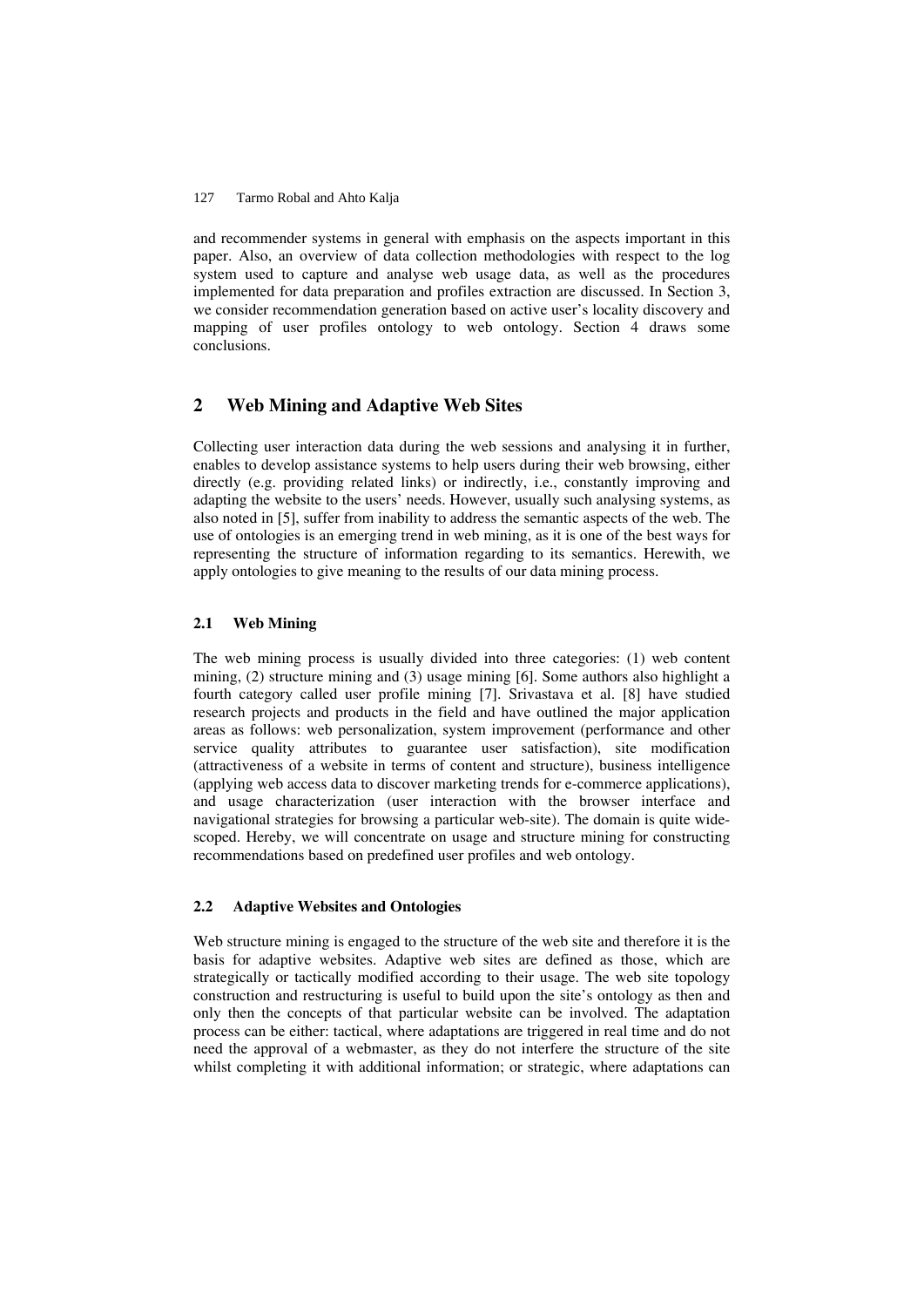and recommender systems in general with emphasis on the aspects important in this paper. Also, an overview of data collection methodologies with respect to the log system used to capture and analyse web usage data, as well as the procedures implemented for data preparation and profiles extraction are discussed. In Section 3, we consider recommendation generation based on active user's locality discovery and mapping of user profiles ontology to web ontology. Section 4 draws some conclusions.

## 2 Web Mining and Adaptive Web Sites

Collecting user interaction data during the web sessions and analysing it in further, enables to develop assistance systems to help users during their web browsing, either directly (e.g. providing related links) or indirectly, i.e., constantly improving and adapting the website to the users' needs. However, usually such analysing systems, as also noted in [5], suffer from inability to address the semantic aspects of the web. The use of ontologies is an emerging trend in web mining, as it is one of the best ways for representing the structure of information regarding to its semantics. Herewith, we apply ontologies to give meaning to the results of our data mining process.

### 2.1 Web Mining

The web mining process is usually divided into three categories: (1) web content mining, (2) structure mining and (3) usage mining [6]. Some authors also highlight a fourth category called user profile mining [7]. Srivastava et al. [8] have studied research projects and products in the field and have outlined the major application areas as follows: web personalization, system improvement (performance and other service quality attributes to guarantee user satisfaction), site modification (attractiveness of a website in terms of content and structure), business intelligence (applying web access data to discover marketing trends for e-commerce applications), and usage characterization (user interaction with the browser interface and navigational strategies for browsing a particular web-site). The domain is quite wide-scoped. Hereby, we will concentrate on usage and structure mining for constructing recommendations based on predefined user profiles and web ontology.

### 2.2 Adaptive Websites and Ontologies

Web structure mining is engaged to the structure of the web site and therefore it is the basis for adaptive websites. Adaptive web sites are defined as those, which are strategically or tactically modified according to their usage. The web site topology construction and restructuring is useful to build upon the site's ontology as then and only then the concepts of that particular website can be involved. The adaptation process can be either: tactical, where adaptations are triggered in real time and do not need the approval of a webmaster, as they do not interfere the structure of the site whilst completing it with additional information; or strategic, where adaptations can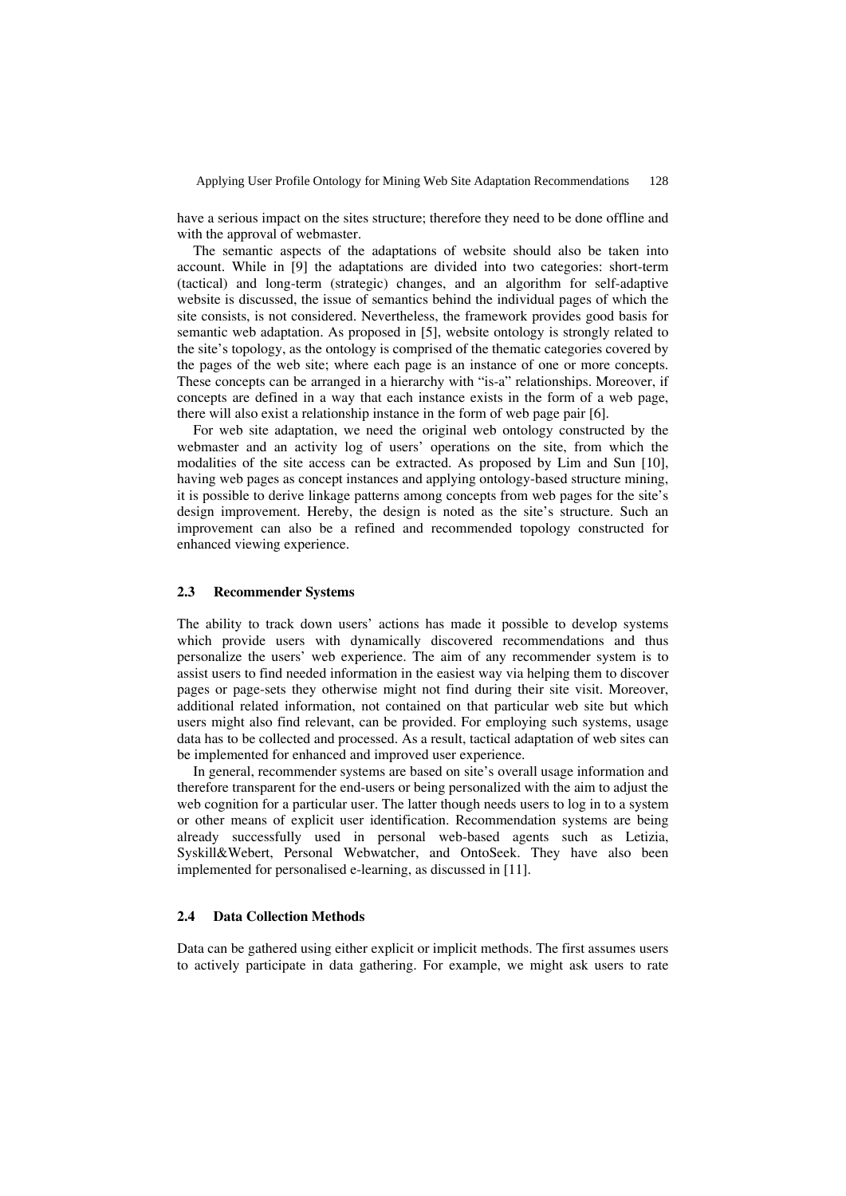have a serious impact on the sites structure; therefore they need to be done offline and with the approval of webmaster.

The semantic aspects of the adaptations of website should also be taken into account. While in [9] the adaptations are divided into two categories: short-term (tactical) and long-term (strategic) changes, and an algorithm for self-adaptive website is discussed, the issue of semantics behind the individual pages of which the site consists, is not considered. Nevertheless, the framework provides good basis for semantic web adaptation. As proposed in [5], website ontology is strongly related to the site's topology, as the ontology is comprised of the thematic categories covered by the pages of the web site; where each page is an instance of one or more concepts. These concepts can be arranged in a hierarchy with "is-a" relationships. Moreover, if concepts are defined in a way that each instance exists in the form of a web page, there will also exist a relationship instance in the form of web page pair [6].

For web site adaptation, we need the original web ontology constructed by the webmaster and an activity log of users' operations on the site, from which the modalities of the site access can be extracted. As proposed by Lim and Sun [10], having web pages as concept instances and applying ontology-based structure mining, it is possible to derive linkage patterns among concepts from web pages for the site's design improvement. Hereby, the design is noted as the site's structure. Such an improvement can also be a refined and recommended topology constructed for enhanced viewing experience.

### 2.3 Recommender Systems

The ability to track down users' actions has made it possible to develop systems which provide users with dynamically discovered recommendations and thus personalize the users' web experience. The aim of any recommender system is to assist users to find needed information in the easiest way via helping them to discover pages or page-sets they otherwise might not find during their site visit. Moreover, additional related information, not contained on that particular web site but which users might also find relevant, can be provided. For employing such systems, usage data has to be collected and processed. As a result, tactical adaptation of web sites can be implemented for enhanced and improved user experience.

In general, recommender systems are based on site's overall usage information and therefore transparent for the end-users or being personalized with the aim to adjust the web cognition for a particular user. The latter though needs users to log in to a system or other means of explicit user identification. Recommendation systems are being already successfully used in personal web-based agents such as Letizia, Syskill&Webert, Personal Webwatcher, and OntoSeek. They have also been implemented for personalised e-learning, as discussed in [11].

### 2.4 Data Collection Methods

Data can be gathered using either explicit or implicit methods. The first assumes users to actively participate in data gathering. For example, we might ask users to rate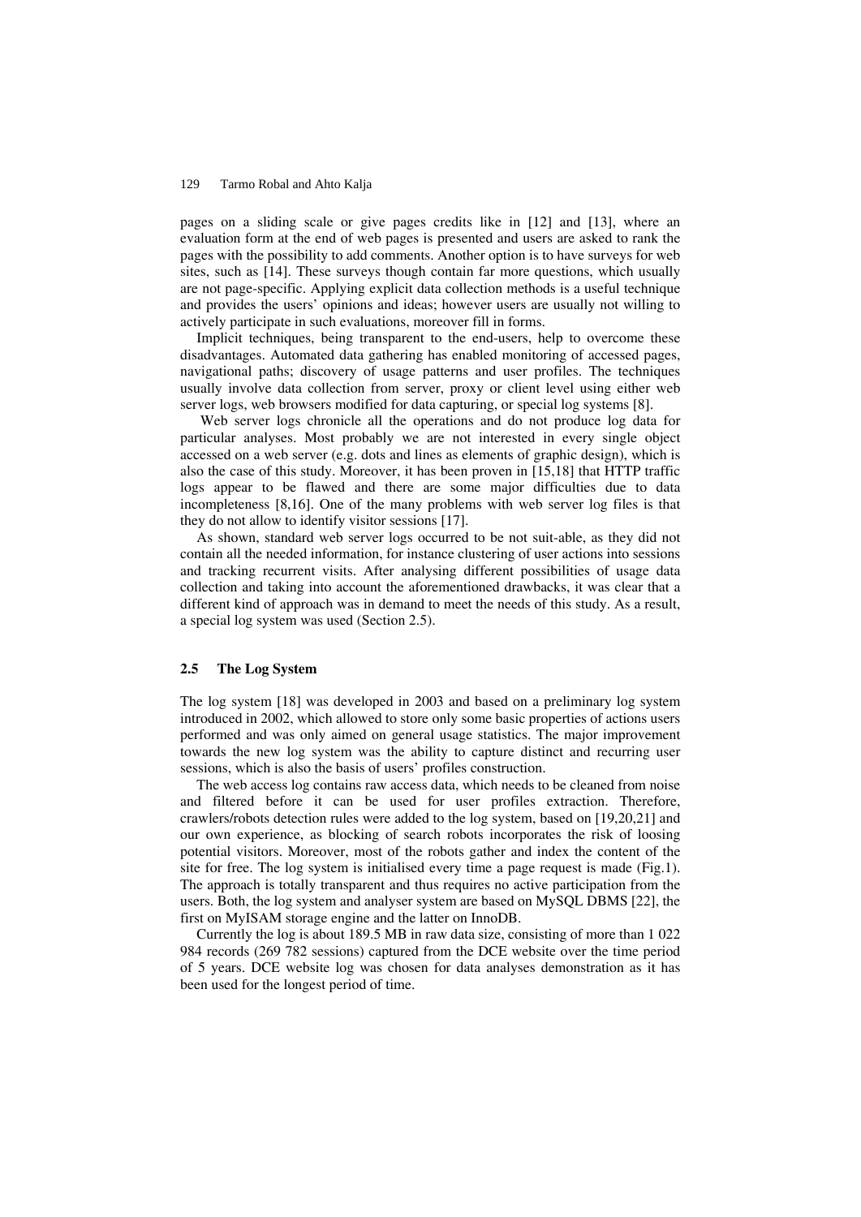pages on a sliding scale or give pages credits like in [12] and [13], where an evaluation form at the end of web pages is presented and users are asked to rank the pages with the possibility to add comments. Another option is to have surveys for web sites, such as [14]. These surveys though contain far more questions, which usually are not page-specific. Applying explicit data collection methods is a useful technique and provides the users' opinions and ideas; however users are usually not willing to actively participate in such evaluations, moreover fill in forms.

Implicit techniques, being transparent to the end-users, help to overcome these disadvantages. Automated data gathering has enabled monitoring of accessed pages, navigational paths; discovery of usage patterns and user profiles. The techniques usually involve data collection from server, proxy or client level using either web server logs, web browsers modified for data capturing, or special log systems [8].

Web server logs chronicle all the operations and do not produce log data for particular analyses. Most probably we are not interested in every single object accessed on a web server (e.g. dots and lines as elements of graphic design), which is also the case of this study. Moreover, it has been proven in [15,18] that HTTP traffic logs appear to be flawed and there are some major difficulties due to data incompleteness [8,16]. One of the many problems with web server log files is that they do not allow to identify visitor sessions [17].

As shown, standard web server logs occurred to be not suit-able, as they did not contain all the needed information, for instance clustering of user actions into sessions and tracking recurrent visits. After analysing different possibilities of usage data collection and taking into account the aforementioned drawbacks, it was clear that a different kind of approach was in demand to meet the needs of this study. As a result, a special log system was used (Section 2.5).

### 2.5 The Log System

The log system [18] was developed in 2003 and based on a preliminary log system introduced in 2002, which allowed to store only some basic properties of actions users performed and was only aimed on general usage statistics. The major improvement towards the new log system was the ability to capture distinct and recurring user sessions, which is also the basis of users' profiles construction.

The web access log contains raw access data, which needs to be cleaned from noise and filtered before it can be used for user profiles extraction. Therefore, crawlers/robots detection rules were added to the log system, based on [19,20,21] and our own experience, as blocking of search robots incorporates the risk of loosing potential visitors. Moreover, most of the robots gather and index the content of the site for free. The log system is initialised every time a page request is made (Fig.1). The approach is totally transparent and thus requires no active participation from the users. Both, the log system and analyser system are based on MySQL DBMS [22], the first on MyISAM storage engine and the latter on InnoDB.

Currently the log is about 189.5 MB in raw data size, consisting of more than 1 022 984 records (269 782 sessions) captured from the DCE website over the time period of 5 years. DCE website log was chosen for data analyses demonstration as it has been used for the longest period of time.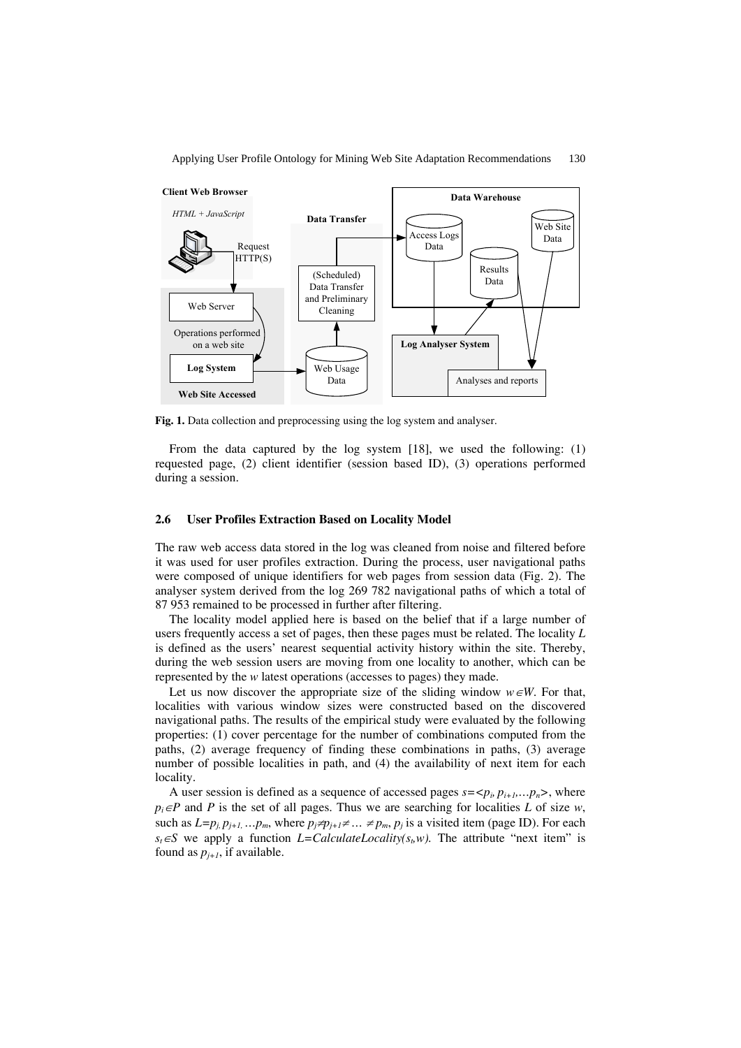Fig. 1. Data collection and preprocessing using the log system and analyser.

From the data captured by the log system [18], we used the following: (1) requested page, (2) client identifier (session based ID), (3) operations performed during a session.

### 2.6 User Profiles Extraction Based on Locality Model

The raw web access data stored in the log was cleaned from noise and filtered before it was used for user profiles extraction. During the process, user navigational paths were composed of unique identifiers for web pages from session data (Fig. 2). The analyser system derived from the log 269 782 navigational paths of which a total of 87 953 remained to be processed in further after filtering.

The locality model applied here is based on the belief that if a large number of users frequently access a set of pages, then these pages must be related. The locality *L* is defined as the users' nearest sequential activity history within the site. Thereby, during the web session users are moving from one locality to another, which can be represented by the *w* latest operations (accesses to pages) they made.

Let us now discover the appropriate size of the sliding window $w \in W$. For that, localities with various window sizes were constructed based on the discovered navigational paths. The results of the empirical study were evaluated by the following properties: (1) cover percentage for the number of combinations computed from the paths, (2) average frequency of finding these combinations in paths, (3) average number of possible localities in path, and (4) the availability of next item for each locality.

A user session is defined as a sequence of accessed pages $s=<p_i, p_{i+1}, \ldots p_n>$, where $p_i \in P$ and *P* is the set of all pages. Thus we are searching for localities *L* of size *w*, such as $L=p_j, p_{j+1}, \ldots p_m$, where $p_j \neq p_{j+1} \neq \ldots \neq p_m$, $p_j$ is a visited item (page ID). For each $s_t \in S$ we apply a function $L=CalculateLocality(s_t, w)$. The attribute "next item" is found as $p_{j+1}$, if available.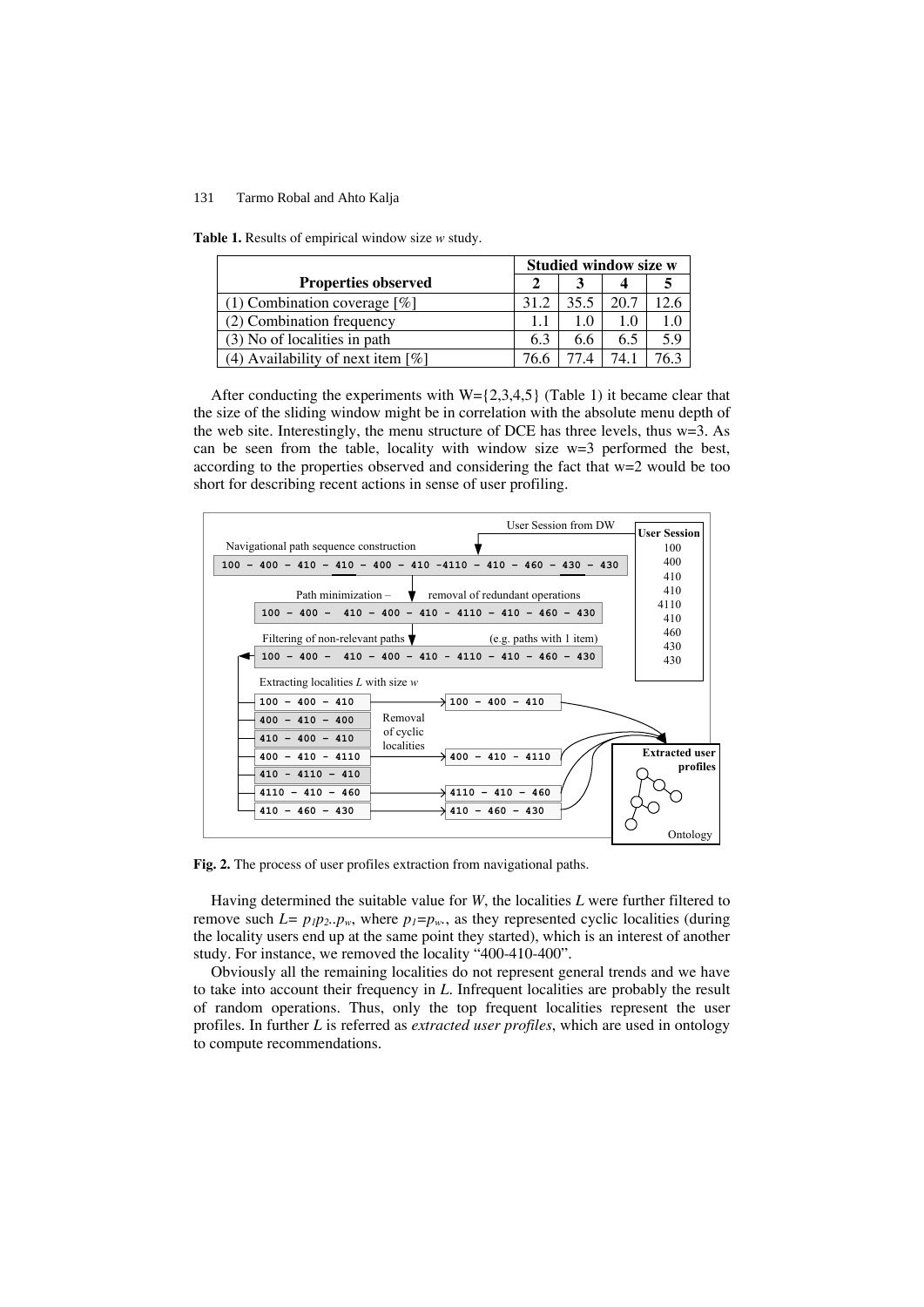**Table 1.** Results of empirical window size *w* study.

| Properties observed | Studied window size w | | | |
|---|---|---|---|---|
| | 2 | 3 | 4 | 5 |
| (1) Combination coverage [%] | 31.2 | 35.5 | 20.7 | 12.6 |
| (2) Combination frequency | 1.1 | 1.0 | 1.0 | 1.0 |
| (3) No of localities in path | 6.3 | 6.6 | 6.5 | 5.9 |
| (4) Availability of next item [%] | 76.6 | 77.4 | 74.1 | 76.3 |

After conducting the experiments with W={2,3,4,5} (Table 1) it became clear that the size of the sliding window might be in correlation with the absolute menu depth of the web site. Interestingly, the menu structure of DCE has three levels, thus w=3. As can be seen from the table, locality with window size w=3 performed the best, according to the properties observed and considering the fact that w=2 would be too short for describing recent actions in sense of user profiling.

**Fig. 2.** The process of user profiles extraction from navigational paths.

Having determined the suitable value for *W*, the localities *L* were further filtered to remove such $L = p_1p_2..p_w$, where $p_1=p_w$, as they represented cyclic localities (during the locality users end up at the same point they started), which is an interest of another study. For instance, we removed the locality "400-410-400".

Obviously all the remaining localities do not represent general trends and we have to take into account their frequency in *L*. Infrequent localities are probably the result of random operations. Thus, only the top frequent localities represent the user profiles. In further *L* is referred as *extracted user profiles*, which are used in ontology to compute recommendations.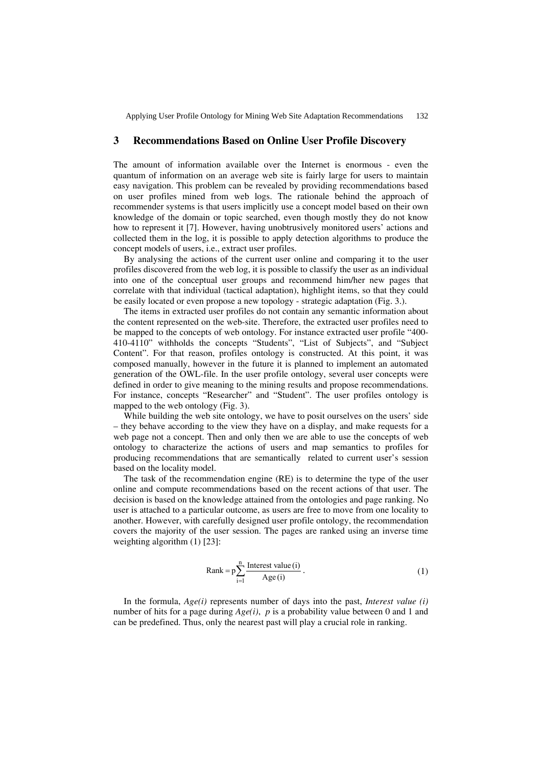## 3 Recommendations Based on Online User Profile Discovery

The amount of information available over the Internet is enormous - even the quantum of information on an average web site is fairly large for users to maintain easy navigation. This problem can be revealed by providing recommendations based on user profiles mined from web logs. The rationale behind the approach of recommender systems is that users implicitly use a concept model based on their own knowledge of the domain or topic searched, even though mostly they do not know how to represent it [7]. However, having unobtrusively monitored users' actions and collected them in the log, it is possible to apply detection algorithms to produce the concept models of users, i.e., extract user profiles.

By analysing the actions of the current user online and comparing it to the user profiles discovered from the web log, it is possible to classify the user as an individual into one of the conceptual user groups and recommend him/her new pages that correlate with that individual (tactical adaptation), highlight items, so that they could be easily located or even propose a new topology - strategic adaptation (Fig. 3.).

The items in extracted user profiles do not contain any semantic information about the content represented on the web-site. Therefore, the extracted user profiles need to be mapped to the concepts of web ontology. For instance extracted user profile "400-410-4110" withholds the concepts "Students", "List of Subjects", and "Subject Content". For that reason, profiles ontology is constructed. At this point, it was composed manually, however in the future it is planned to implement an automated generation of the OWL-file. In the user profile ontology, several user concepts were defined in order to give meaning to the mining results and propose recommendations. For instance, concepts "Researcher" and "Student". The user profiles ontology is mapped to the web ontology (Fig. 3).

While building the web site ontology, we have to posit ourselves on the users' side – they behave according to the view they have on a display, and make requests for a web page not a concept. Then and only then we are able to use the concepts of web ontology to characterize the actions of users and map semantics to profiles for producing recommendations that are semantically related to current user's session based on the locality model.

The task of the recommendation engine (RE) is to determine the type of the user online and compute recommendations based on the recent actions of that user. The decision is based on the knowledge attained from the ontologies and page ranking. No user is attached to a particular outcome, as users are free to move from one locality to another. However, with carefully designed user profile ontology, the recommendation covers the majority of the user session. The pages are ranked using an inverse time weighting algorithm (1) [23]:

$$\text{Rank} = p\sum_{i=1}^{n} \frac{\text{Interest value}(i)}{\text{Age}(i)} . \quad (1)$$

In the formula, *Age(i)* represents number of days into the past, *Interest value (i)* number of hits for a page during *Age(i)*, $p$ is a probability value between 0 and 1 and can be predefined. Thus, only the nearest past will play a crucial role in ranking.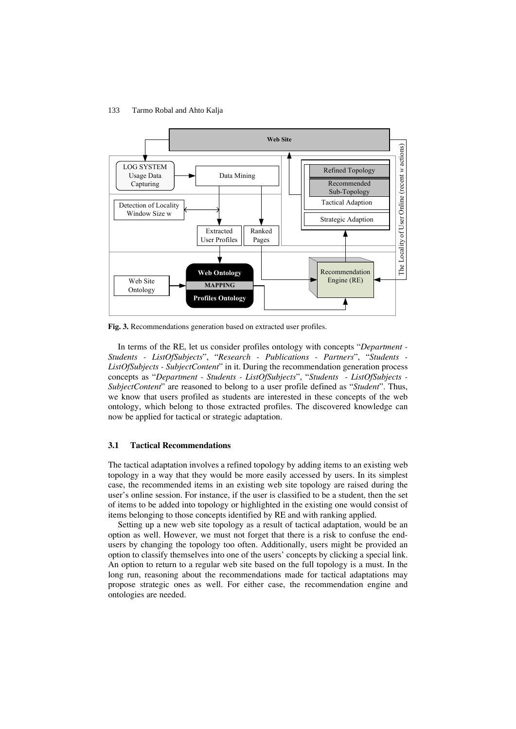**Fig. 3.** Recommendations generation based on extracted user profiles.

In terms of the RE, let us consider profiles ontology with concepts "*Department - Students - ListOfSubjects*", "*Research - Publications - Partners*", "*Students - ListOfSubjects - SubjectContent*" in it. During the recommendation generation process concepts as "*Department - Students - ListOfSubjects*", "*Students - ListOfSubjects - SubjectContent*" are reasoned to belong to a user profile defined as "*Student*". Thus, we know that users profiled as students are interested in these concepts of the web ontology, which belong to those extracted profiles. The discovered knowledge can now be applied for tactical or strategic adaptation.

### 3.1 Tactical Recommendations

The tactical adaptation involves a refined topology by adding items to an existing web topology in a way that they would be more easily accessed by users. In its simplest case, the recommended items in an existing web site topology are raised during the user's online session. For instance, if the user is classified to be a student, then the set of items to be added into topology or highlighted in the existing one would consist of items belonging to those concepts identified by RE and with ranking applied.

Setting up a new web site topology as a result of tactical adaptation, would be an option as well. However, we must not forget that there is a risk to confuse the end-users by changing the topology too often. Additionally, users might be provided an option to classify themselves into one of the users' concepts by clicking a special link. An option to return to a regular web site based on the full topology is a must. In the long run, reasoning about the recommendations made for tactical adaptations may propose strategic ones as well. For either case, the recommendation engine and ontologies are needed.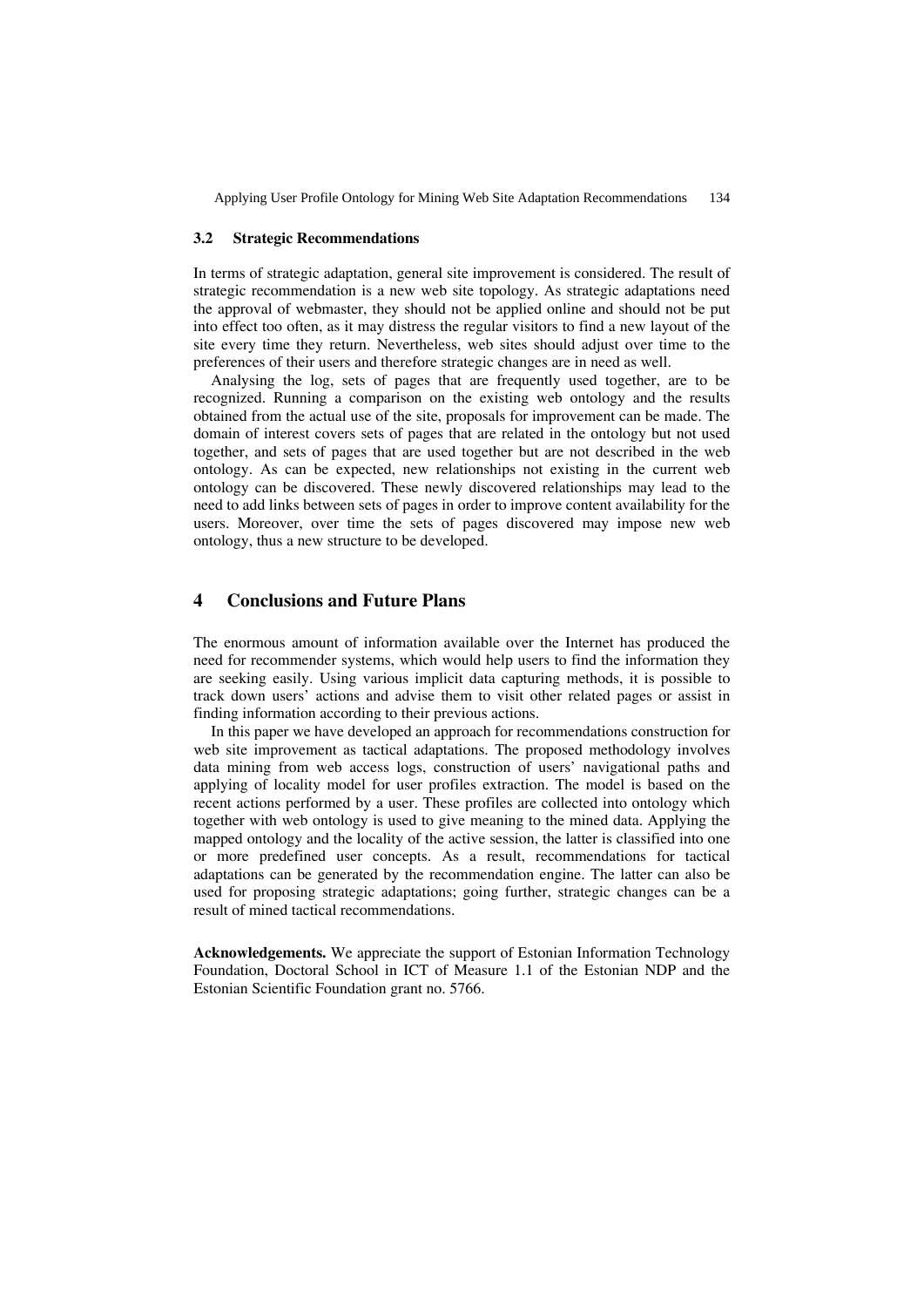### 3.2 Strategic Recommendations

In terms of strategic adaptation, general site improvement is considered. The result of strategic recommendation is a new web site topology. As strategic adaptations need the approval of webmaster, they should not be applied online and should not be put into effect too often, as it may distress the regular visitors to find a new layout of the site every time they return. Nevertheless, web sites should adjust over time to the preferences of their users and therefore strategic changes are in need as well.

Analysing the log, sets of pages that are frequently used together, are to be recognized. Running a comparison on the existing web ontology and the results obtained from the actual use of the site, proposals for improvement can be made. The domain of interest covers sets of pages that are related in the ontology but not used together, and sets of pages that are used together but are not described in the web ontology. As can be expected, new relationships not existing in the current web ontology can be discovered. These newly discovered relationships may lead to the need to add links between sets of pages in order to improve content availability for the users. Moreover, over time the sets of pages discovered may impose new web ontology, thus a new structure to be developed.

## 4 Conclusions and Future Plans

The enormous amount of information available over the Internet has produced the need for recommender systems, which would help users to find the information they are seeking easily. Using various implicit data capturing methods, it is possible to track down users' actions and advise them to visit other related pages or assist in finding information according to their previous actions.

In this paper we have developed an approach for recommendations construction for web site improvement as tactical adaptations. The proposed methodology involves data mining from web access logs, construction of users' navigational paths and applying of locality model for user profiles extraction. The model is based on the recent actions performed by a user. These profiles are collected into ontology which together with web ontology is used to give meaning to the mined data. Applying the mapped ontology and the locality of the active session, the latter is classified into one or more predefined user concepts. As a result, recommendations for tactical adaptations can be generated by the recommendation engine. The latter can also be used for proposing strategic adaptations; going further, strategic changes can be a result of mined tactical recommendations.

**Acknowledgements.** We appreciate the support of Estonian Information Technology Foundation, Doctoral School in ICT of Measure 1.1 of the Estonian NDP and the Estonian Scientific Foundation grant no. 5766.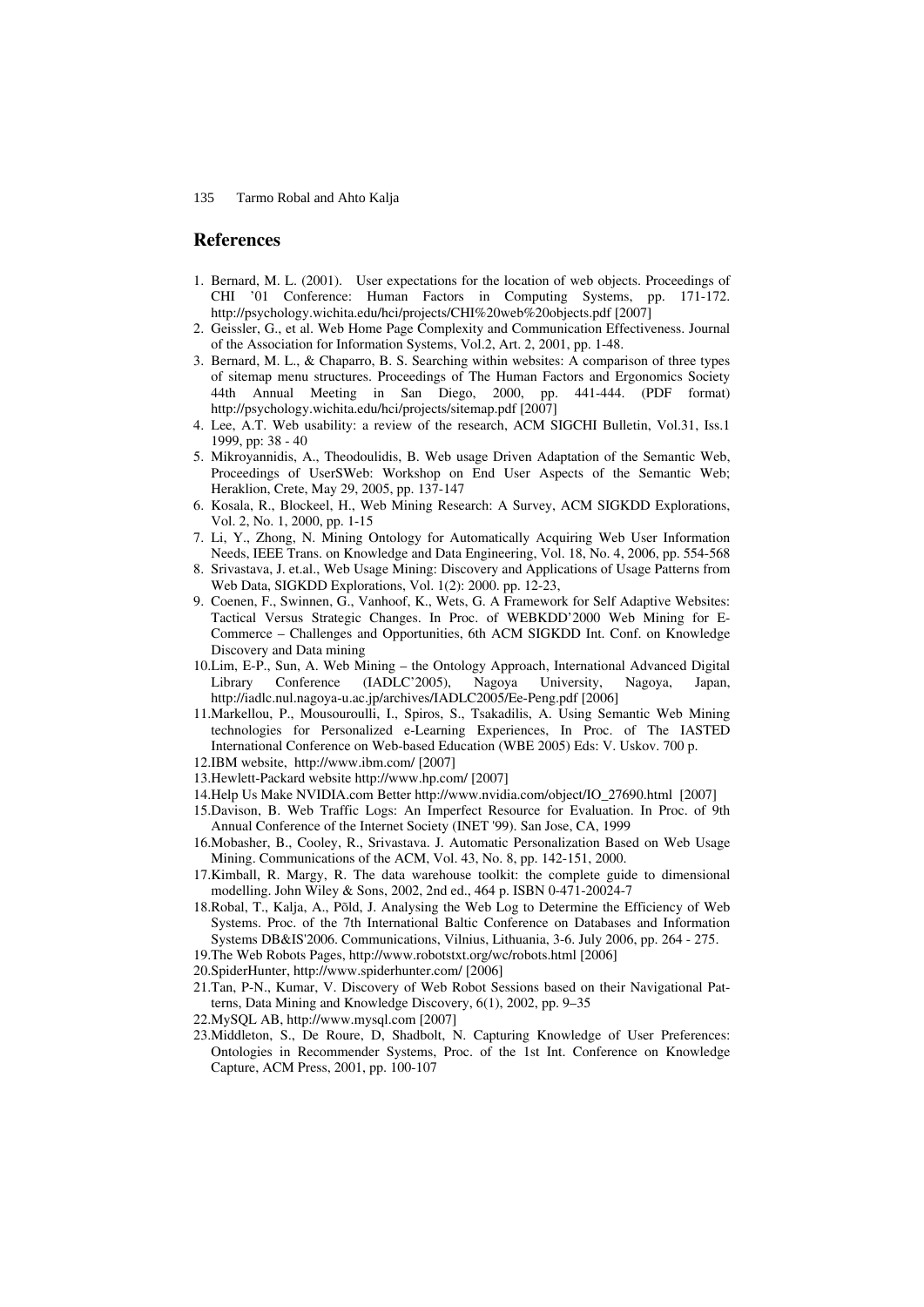## References

1. Bernard, M. L. (2001). User expectations for the location of web objects. Proceedings of CHI '01 Conference: Human Factors in Computing Systems, pp. 171-172. http://psychology.wichita.edu/hci/projects/CHI%20web%20objects.pdf [2007]
2. Geissler, G., et al. Web Home Page Complexity and Communication Effectiveness. Journal of the Association for Information Systems, Vol.2, Art. 2, 2001, pp. 1-48.
3. Bernard, M. L., & Chaparro, B. S. Searching within websites: A comparison of three types of sitemap menu structures. Proceedings of The Human Factors and Ergonomics Society 44th Annual Meeting in San Diego, 2000, pp. 441-444. (PDF format) http://psychology.wichita.edu/hci/projects/sitemap.pdf [2007]
4. Lee, A.T. Web usability: a review of the research, ACM SIGCHI Bulletin, Vol.31, Iss.1 1999, pp: 38 - 40
5. Mikroyannidis, A., Theodoulidis, B. Web usage Driven Adaptation of the Semantic Web, Proceedings of UserSWeb: Workshop on End User Aspects of the Semantic Web; Heraklion, Crete, May 29, 2005, pp. 137-147
6. Kosala, R., Blockeel, H., Web Mining Research: A Survey, ACM SIGKDD Explorations, Vol. 2, No. 1, 2000, pp. 1-15
7. Li, Y., Zhong, N. Mining Ontology for Automatically Acquiring Web User Information Needs, IEEE Trans. on Knowledge and Data Engineering, Vol. 18, No. 4, 2006, pp. 554-568
8. Srivastava, J. et.al., Web Usage Mining: Discovery and Applications of Usage Patterns from Web Data, SIGKDD Explorations, Vol. 1(2): 2000. pp. 12-23,
9. Coenen, F., Swinnen, G., Vanhoof, K., Wets, G. A Framework for Self Adaptive Websites: Tactical Versus Strategic Changes. In Proc. of WEBKDD'2000 Web Mining for E-Commerce – Challenges and Opportunities, 6th ACM SIGKDD Int. Conf. on Knowledge Discovery and Data mining
10. Lim, E-P., Sun, A. Web Mining – the Ontology Approach, International Advanced Digital Library Conference (IADLC'2005), Nagoya University, Nagoya, Japan, http://iadlc.nul.nagoya-u.ac.jp/archives/IADLC2005/Ee-Peng.pdf [2006]
11. Markellou, P., Mousouroulli, I., Spiros, S., Tsakadilis, A. Using Semantic Web Mining technologies for Personalized e-Learning Experiences, In Proc. of The IASTED International Conference on Web-based Education (WBE 2005) Eds: V. Uskov. 700 p.
12. IBM website, http://www.ibm.com/ [2007]
13. Hewlett-Packard website http://www.hp.com/ [2007]
14. Help Us Make NVIDIA.com Better http://www.nvidia.com/object/IO_27690.html [2007]
15. Davison, B. Web Traffic Logs: An Imperfect Resource for Evaluation. In Proc. of 9th Annual Conference of the Internet Society (INET '99). San Jose, CA, 1999
16. Mobasher, B., Cooley, R., Srivastava. J. Automatic Personalization Based on Web Usage Mining. Communications of the ACM, Vol. 43, No. 8, pp. 142-151, 2000.
17. Kimball, R. Margy, R. The data warehouse toolkit: the complete guide to dimensional modelling. John Wiley & Sons, 2002, 2nd ed., 464 p. ISBN 0-471-20024-7
18. Robal, T., Kalja, A., Põld, J. Analysing the Web Log to Determine the Efficiency of Web Systems. Proc. of the 7th International Baltic Conference on Databases and Information Systems DB&IS'2006. Communications, Vilnius, Lithuania, 3-6. July 2006, pp. 264 - 275.
19. The Web Robots Pages, http://www.robotstxt.org/wc/robots.html [2006]
20. SpiderHunter, http://www.spiderhunter.com/ [2006]
21. Tan, P-N., Kumar, V. Discovery of Web Robot Sessions based on their Navigational Patterns, Data Mining and Knowledge Discovery, 6(1), 2002, pp. 9–35
22. MySQL AB, http://www.mysql.com [2007]
23. Middleton, S., De Roure, D, Shadbolt, N. Capturing Knowledge of User Preferences: Ontologies in Recommender Systems, Proc. of the 1st Int. Conference on Knowledge Capture, ACM Press, 2001, pp. 100-107